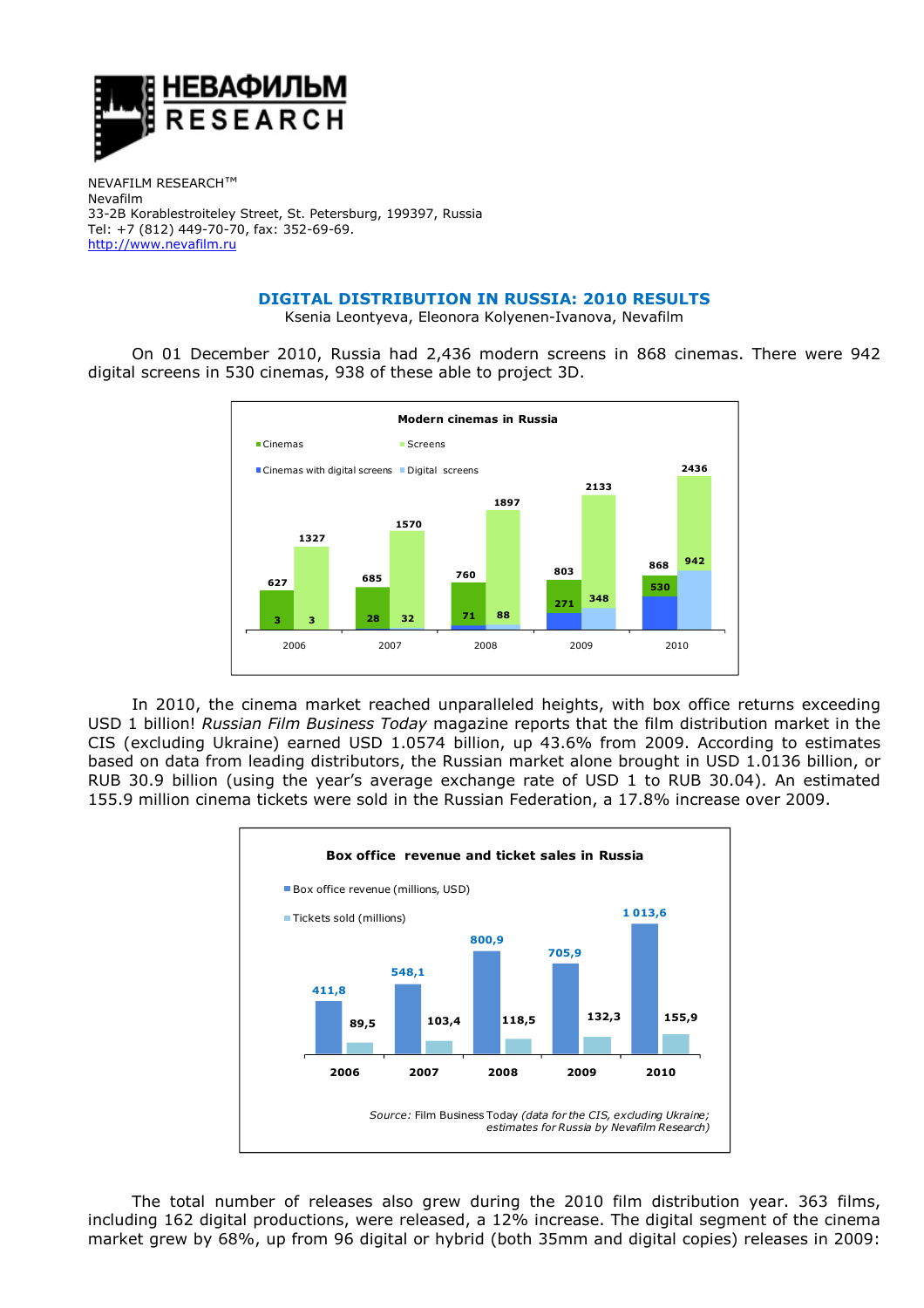НЕВАФИЛЬМ RESEARCH

NEVAFILM RESEARCH™
Nevafilm
33-2B Korablestroiteley Street, St. Petersburg, 199397, Russia
Tel: +7 (812) 449-70-70, fax: 352-69-69.
http://www.nevafilm.ru

## DIGITAL DISTRIBUTION IN RUSSIA: 2010 RESULTS

Ksenia Leontyeva, Eleonora Kolyenen-Ivanova, Nevafilm

On 01 December 2010, Russia had 2,436 modern screens in 868 cinemas. There were 942 digital screens in 530 cinemas, 938 of these able to project 3D.

**Modern cinemas in Russia**

| | 2006 | 2007 | 2008 | 2009 | 2010 |
|---|---|---|---|---|---|
| Cinemas | 627 | 685 | 760 | 803 | 868 |
| Screens | 1327 | 1570 | 1897 | 2133 | 2436 |
| Cinemas with digital screens | 3 | 28 | 71 | 271 | 530 |
| Digital screens | 3 | 32 | 88 | 348 | 942 |

In 2010, the cinema market reached unparalleled heights, with box office returns exceeding USD 1 billion! *Russian Film Business Today* magazine reports that the film distribution market in the CIS (excluding Ukraine) earned USD 1.0574 billion, up 43.6% from 2009. According to estimates based on data from leading distributors, the Russian market alone brought in USD 1.0136 billion, or RUB 30.9 billion (using the year's average exchange rate of USD 1 to RUB 30.04). An estimated 155.9 million cinema tickets were sold in the Russian Federation, a 17.8% increase over 2009.

**Box office revenue and ticket sales in Russia**

| | 2006 | 2007 | 2008 | 2009 | 2010 |
|---|---|---|---|---|---|
| Box office revenue (millions, USD) | 411,8 | 548,1 | 800,9 | 705,9 | 1 013,6 |
| Tickets sold (millions) | 89,5 | 103,4 | 118,5 | 132,3 | 155,9 |

*Source:* Film Business Today *(data for the CIS, excluding Ukraine; estimates for Russia by Nevafilm Research)*

The total number of releases also grew during the 2010 film distribution year. 363 films, including 162 digital productions, were released, a 12% increase. The digital segment of the cinema market grew by 68%, up from 96 digital or hybrid (both 35mm and digital copies) releases in 2009: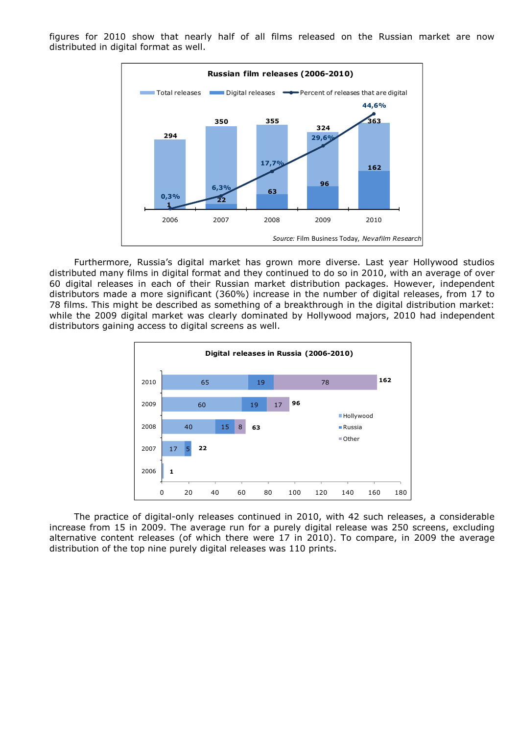figures for 2010 show that nearly half of all films released on the Russian market are now distributed in digital format as well.

**Russian film releases (2006-2010)**

| Year | Total releases | Digital releases | Percent of releases that are digital |
|---|---|---|---|
| 2006 | 294 | 1 | 0,3% |
| 2007 | 350 | 22 | 6,3% |
| 2008 | 355 | 63 | 17,7% |
| 2009 | 324 | 96 | 29,6% |
| 2010 | 363 | 162 | 44,6% |

*Source:* Film Business Today, *Nevafilm Research*

Furthermore, Russia's digital market has grown more diverse. Last year Hollywood studios distributed many films in digital format and they continued to do so in 2010, with an average of over 60 digital releases in each of their Russian market distribution packages. However, independent distributors made a more significant (360%) increase in the number of digital releases, from 17 to 78 films. This might be described as something of a breakthrough in the digital distribution market: while the 2009 digital market was clearly dominated by Hollywood majors, 2010 had independent distributors gaining access to digital screens as well.

**Digital releases in Russia (2006-2010)**

| Year | Hollywood | Russia | Other | Total |
|---|---|---|---|---|
| 2010 | 65 | 19 | 78 | 162 |
| 2009 | 60 | 19 | 17 | 96 |
| 2008 | 40 | 15 | 8 | 63 |
| 2007 | 17 | 5 | | 22 |
| 2006 | | | | 1 |

The practice of digital-only releases continued in 2010, with 42 such releases, a considerable increase from 15 in 2009. The average run for a purely digital release was 250 screens, excluding alternative content releases (of which there were 17 in 2010). To compare, in 2009 the average distribution of the top nine purely digital releases was 110 prints.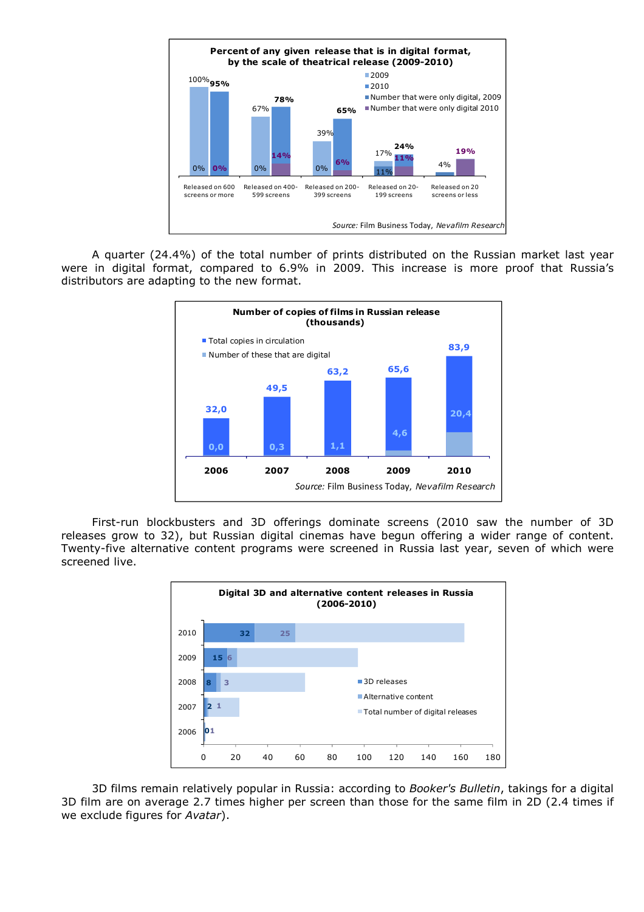**Percent of any given release that is in digital format, by the scale of theatrical release (2009-2010)**

| | 2009 | 2010 | Number that were only digital, 2009 | Number that were only digital 2010 |
|---|---|---|---|---|
| Released on 600 screens or more | 100% | 95% | 0% | 0% |
| Released on 400-599 screens | 67% | 78% | 0% | 14% |
| Released on 200-399 screens | 39% | 65% | 0% | 6% |
| Released on 20-199 screens | 17% | 24% | 11% | 11% |
| Released on 20 screens or less | | 4% | | 19% |

*Source:* Film Business Today, *Nevafilm Research*

A quarter (24.4%) of the total number of prints distributed on the Russian market last year were in digital format, compared to 6.9% in 2009. This increase is more proof that Russia's distributors are adapting to the new format.

**Number of copies of films in Russian release (thousands)**

| | 2006 | 2007 | 2008 | 2009 | 2010 |
|---|---|---|---|---|---|
| Total copies in circulation | 32,0 | 49,5 | 63,2 | 65,6 | 83,9 |
| Number of these that are digital | 0,0 | 0,3 | 1,1 | 4,6 | 20,4 |

*Source:* Film Business Today, *Nevafilm Research*

First-run blockbusters and 3D offerings dominate screens (2010 saw the number of 3D releases grow to 32), but Russian digital cinemas have begun offering a wider range of content. Twenty-five alternative content programs were screened in Russia last year, seven of which were screened live.

**Digital 3D and alternative content releases in Russia (2006-2010)**

| | 3D releases | Alternative content |
|---|---|---|
| 2010 | 32 | 25 |
| 2009 | 15 | 6 |
| 2008 | 8 | 3 |
| 2007 | 2 | 1 |
| 2006 | 0 | 1 |

Legend: 3D releases; Alternative content; Total number of digital releases

3D films remain relatively popular in Russia: according to *Booker's Bulletin*, takings for a digital 3D film are on average 2.7 times higher per screen than those for the same film in 2D (2.4 times if we exclude figures for *Avatar*).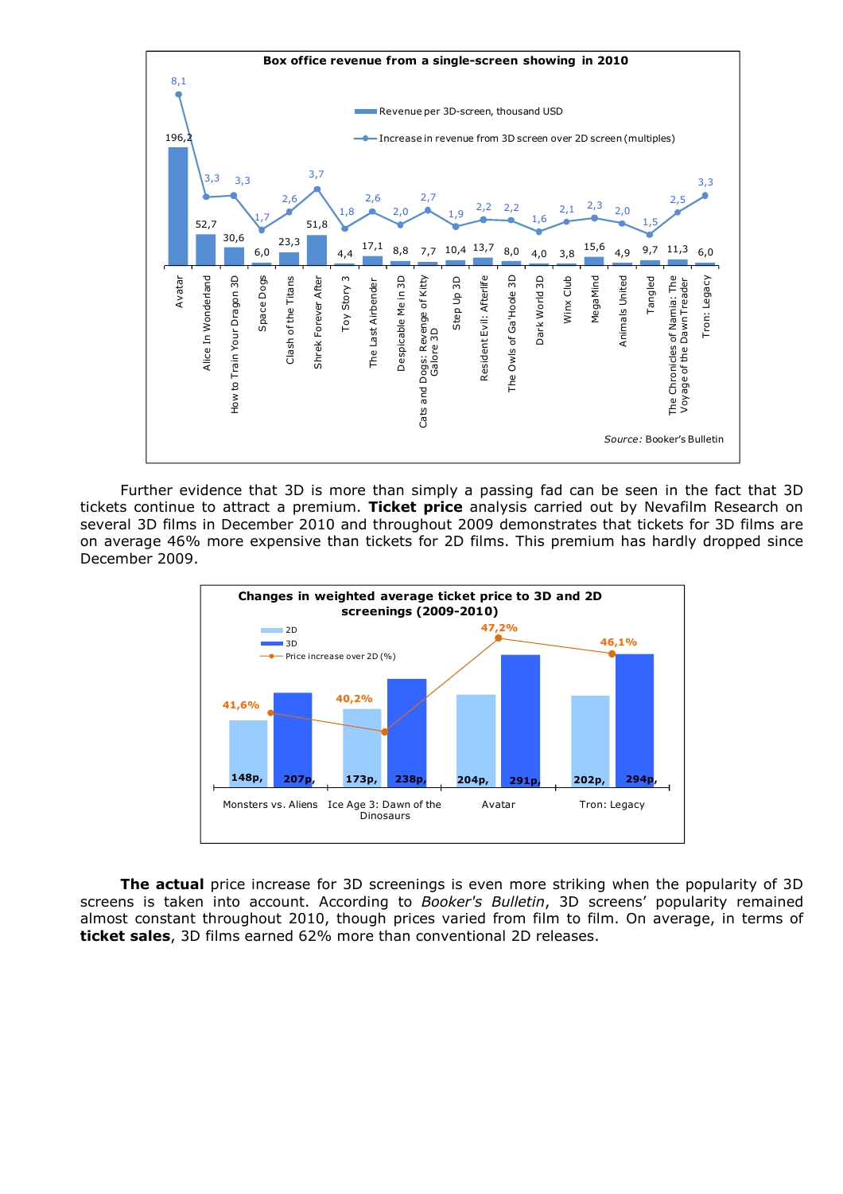**Box office revenue from a single-screen showing in 2010**

| Film | Revenue per 3D-screen, thousand USD | Increase in revenue from 3D screen over 2D screen (multiples) |
|---|---|---|
| Avatar | 196,2 | 8,1 |
| Alice In Wonderland | 52,7 | 3,3 |
| How to Train Your Dragon 3D | 30,6 | 3,3 |
| Space Dogs | 6,0 | 1,7 |
| Clash of the Titans | 23,3 | 2,6 |
| Shrek Forever After | 51,8 | 3,7 |
| Toy Story 3 | 4,4 | 1,8 |
| The Last Airbender | 17,1 | 2,6 |
| Despicable Me in 3D | 8,8 | 2,0 |
| Cats and Dogs: Revenge of Kitty Galore 3D | 7,7 | 2,7 |
| Step Up 3D | 10,4 | 1,9 |
| Resident Evil: Afterlife | 13,7 | 2,2 |
| The Owls of Ga'Hoole 3D | 8,0 | 2,2 |
| Dark World 3D | 4,0 | 1,6 |
| Winx Club | 3,8 | 2,1 |
| MegaMind | 15,6 | 2,3 |
| Animals United | 4,9 | 2,0 |
| Tangled | 9,7 | 1,5 |
| The Chronicles of Narnia: The Voyage of the Dawn Treader | 11,3 | 2,5 |
| Tron: Legacy | 6,0 | 3,3 |

*Source:* Booker's Bulletin

Further evidence that 3D is more than simply a passing fad can be seen in the fact that 3D tickets continue to attract a premium. **Ticket price** analysis carried out by Nevafilm Research on several 3D films in December 2010 and throughout 2009 demonstrates that tickets for 3D films are on average 46% more expensive than tickets for 2D films. This premium has hardly dropped since December 2009.

**Changes in weighted average ticket price to 3D and 2D screenings (2009-2010)**

| Film | 2D | 3D | Price increase over 2D (%) |
|---|---|---|---|
| Monsters vs. Aliens | 148p, | 207p, | 41,6% |
| Ice Age 3: Dawn of the Dinosaurs | 173p, | 238p, | 40,2% |
| Avatar | 204p, | 291p, | 47,2% |
| Tron: Legacy | 202p, | 294p, | 46,1% |

**The actual** price increase for 3D screenings is even more striking when the popularity of 3D screens is taken into account. According to *Booker's Bulletin*, 3D screens' popularity remained almost constant throughout 2010, though prices varied from film to film. On average, in terms of **ticket sales**, 3D films earned 62% more than conventional 2D releases.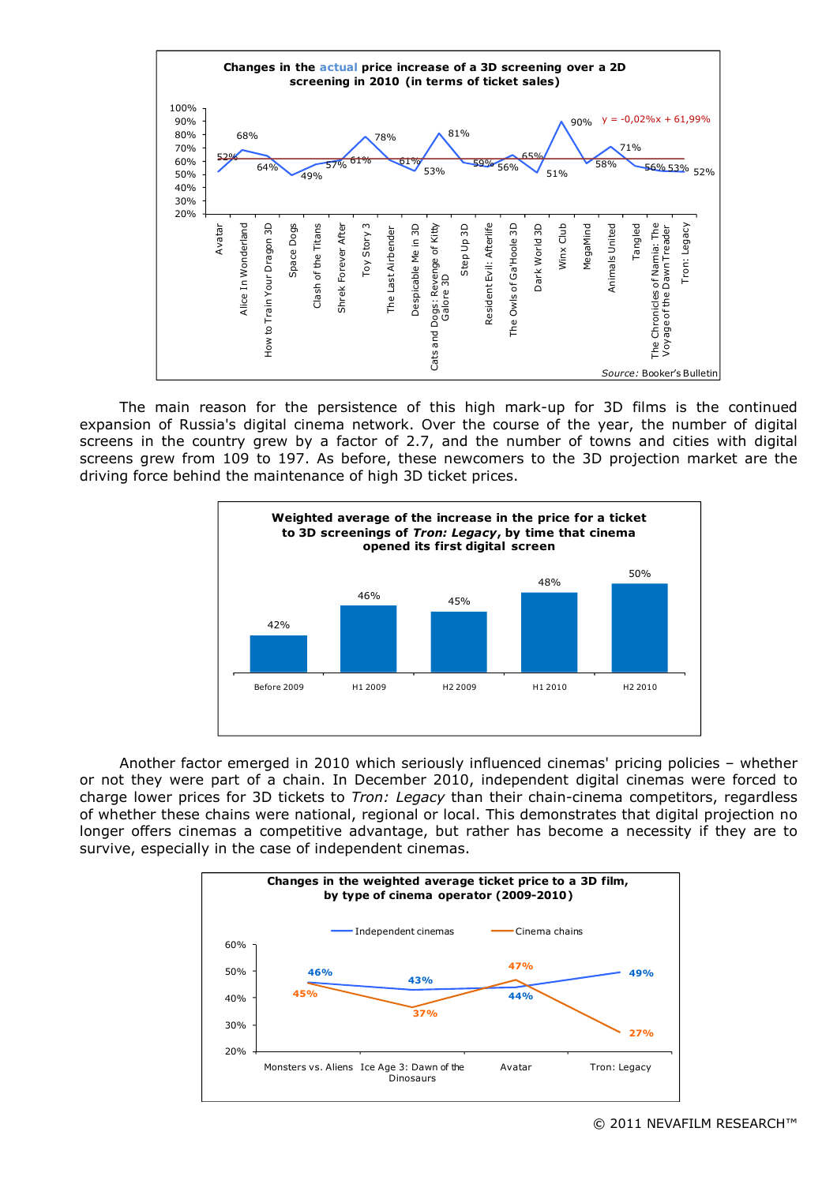Changes in the actual price increase of a 3D screening over a 2D screening in 2010 (in terms of ticket sales)

100%
90%
80%
70%
60%
50%
40%
30%
20%

y = -0,02%x + 61,99%

52% 68% 64% 49% 57% 61% 78% 61% 53% 81% 59% 56% 65% 51% 90% 58% 71% 56% 53% 52%

Avatar
Alice In Wonderland
How to Train Your Dragon 3D
Space Dogs
Clash of the Titans
Shrek Forever After
Toy Story 3
The Last Airbender
Despicable Me in 3D
Cats and Dogs: Revenge of Kitty Galore 3D
Step Up 3D
Resident Evil: Afterlife
The Owls of Ga'Hoole 3D
Dark World 3D
Winx Club
MegaMind
Animals United
Tangled
The Chronicles of Narnia: The Voyage of the Dawn Treader
Tron: Legacy

*Source:* Booker's Bulletin

The main reason for the persistence of this high mark-up for 3D films is the continued expansion of Russia's digital cinema network. Over the course of the year, the number of digital screens in the country grew by a factor of 2.7, and the number of towns and cities with digital screens grew from 109 to 197. As before, these newcomers to the 3D projection market are the driving force behind the maintenance of high 3D ticket prices.

**Weighted average of the increase in the price for a ticket to 3D screenings of *Tron: Legacy*, by time that cinema opened its first digital screen**

42% 46% 45% 48% 50%

Before 2009
H1 2009
H2 2009
H1 2010
H2 2010

Another factor emerged in 2010 which seriously influenced cinemas' pricing policies – whether or not they were part of a chain. In December 2010, independent digital cinemas were forced to charge lower prices for 3D tickets to *Tron: Legacy* than their chain-cinema competitors, regardless of whether these chains were national, regional or local. This demonstrates that digital projection no longer offers cinemas a competitive advantage, but rather has become a necessity if they are to survive, especially in the case of independent cinemas.

**Changes in the weighted average ticket price to a 3D film, by type of cinema operator (2009-2010)**

Independent cinemas
Cinema chains

60%
50%
40%
30%
20%

46% 43% 44% 49%
45% 37% 47% 27%

Monsters vs. Aliens
Ice Age 3: Dawn of the Dinosaurs
Avatar
Tron: Legacy

© 2011 NEVAFILM RESEARCH™